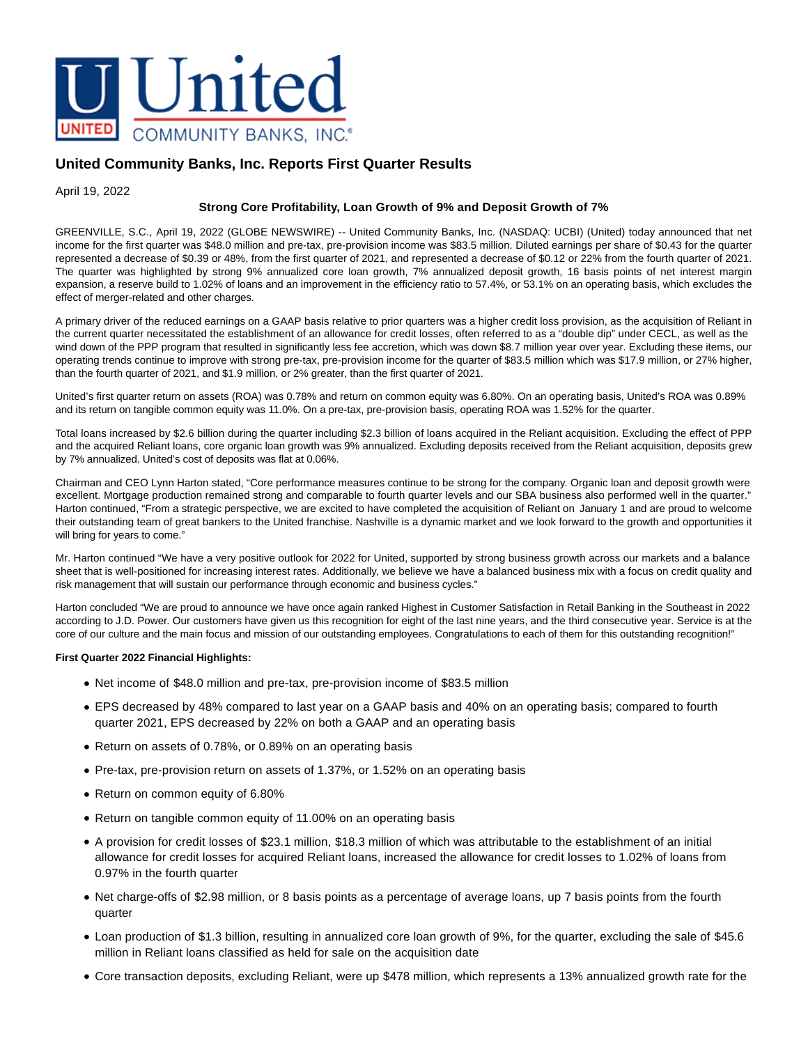# United Community Banks, Inc. Reports First Quarter Results

April 19, 2022

**Strong Core Profitability, Loan Growth of 9% and Deposit Growth of 7%**

GREENVILLE, S.C., April 19, 2022 (GLOBE NEWSWIRE) -- United Community Banks, Inc. (NASDAQ: UCBI) (United) today announced that net income for the first quarter was $48.0 million and pre-tax, pre-provision income was $83.5 million. Diluted earnings per share of $0.43 for the quarter represented a decrease of $0.39 or 48%, from the first quarter of 2021, and represented a decrease of $0.12 or 22% from the fourth quarter of 2021. The quarter was highlighted by strong 9% annualized core loan growth, 7% annualized deposit growth, 16 basis points of net interest margin expansion, a reserve build to 1.02% of loans and an improvement in the efficiency ratio to 57.4%, or 53.1% on an operating basis, which excludes the effect of merger-related and other charges.

A primary driver of the reduced earnings on a GAAP basis relative to prior quarters was a higher credit loss provision, as the acquisition of Reliant in the current quarter necessitated the establishment of an allowance for credit losses, often referred to as a "double dip" under CECL, as well as the wind down of the PPP program that resulted in significantly less fee accretion, which was down $8.7 million year over year. Excluding these items, our operating trends continue to improve with strong pre-tax, pre-provision income for the quarter of $83.5 million which was $17.9 million, or 27% higher, than the fourth quarter of 2021, and $1.9 million, or 2% greater, than the first quarter of 2021.

United's first quarter return on assets (ROA) was 0.78% and return on common equity was 6.80%. On an operating basis, United's ROA was 0.89% and its return on tangible common equity was 11.0%. On a pre-tax, pre-provision basis, operating ROA was 1.52% for the quarter.

Total loans increased by $2.6 billion during the quarter including $2.3 billion of loans acquired in the Reliant acquisition. Excluding the effect of PPP and the acquired Reliant loans, core organic loan growth was 9% annualized. Excluding deposits received from the Reliant acquisition, deposits grew by 7% annualized. United's cost of deposits was flat at 0.06%.

Chairman and CEO Lynn Harton stated, "Core performance measures continue to be strong for the company. Organic loan and deposit growth were excellent. Mortgage production remained strong and comparable to fourth quarter levels and our SBA business also performed well in the quarter." Harton continued, "From a strategic perspective, we are excited to have completed the acquisition of Reliant on January 1 and are proud to welcome their outstanding team of great bankers to the United franchise. Nashville is a dynamic market and we look forward to the growth and opportunities it will bring for years to come."

Mr. Harton continued "We have a very positive outlook for 2022 for United, supported by strong business growth across our markets and a balance sheet that is well-positioned for increasing interest rates. Additionally, we believe we have a balanced business mix with a focus on credit quality and risk management that will sustain our performance through economic and business cycles."

Harton concluded "We are proud to announce we have once again ranked Highest in Customer Satisfaction in Retail Banking in the Southeast in 2022 according to J.D. Power. Our customers have given us this recognition for eight of the last nine years, and the third consecutive year. Service is at the core of our culture and the main focus and mission of our outstanding employees. Congratulations to each of them for this outstanding recognition!"

**First Quarter 2022 Financial Highlights:**

- Net income of $48.0 million and pre-tax, pre-provision income of $83.5 million
- EPS decreased by 48% compared to last year on a GAAP basis and 40% on an operating basis; compared to fourth quarter 2021, EPS decreased by 22% on both a GAAP and an operating basis
- Return on assets of 0.78%, or 0.89% on an operating basis
- Pre-tax, pre-provision return on assets of 1.37%, or 1.52% on an operating basis
- Return on common equity of 6.80%
- Return on tangible common equity of 11.00% on an operating basis
- A provision for credit losses of $23.1 million, $18.3 million of which was attributable to the establishment of an initial allowance for credit losses for acquired Reliant loans, increased the allowance for credit losses to 1.02% of loans from 0.97% in the fourth quarter
- Net charge-offs of $2.98 million, or 8 basis points as a percentage of average loans, up 7 basis points from the fourth quarter
- Loan production of $1.3 billion, resulting in annualized core loan growth of 9%, for the quarter, excluding the sale of $45.6 million in Reliant loans classified as held for sale on the acquisition date
- Core transaction deposits, excluding Reliant, were up $478 million, which represents a 13% annualized growth rate for the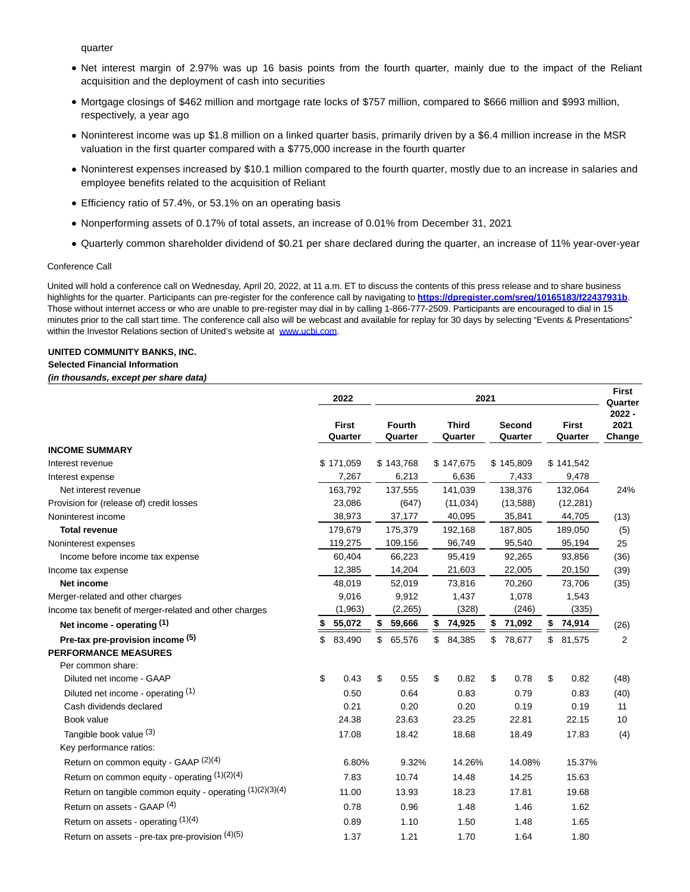quarter

- Net interest margin of 2.97% was up 16 basis points from the fourth quarter, mainly due to the impact of the Reliant acquisition and the deployment of cash into securities
- Mortgage closings of $462 million and mortgage rate locks of $757 million, compared to $666 million and $993 million, respectively, a year ago
- Noninterest income was up $1.8 million on a linked quarter basis, primarily driven by a $6.4 million increase in the MSR valuation in the first quarter compared with a $775,000 increase in the fourth quarter
- Noninterest expenses increased by $10.1 million compared to the fourth quarter, mostly due to an increase in salaries and employee benefits related to the acquisition of Reliant
- Efficiency ratio of 57.4%, or 53.1% on an operating basis
- Nonperforming assets of 0.17% of total assets, an increase of 0.01% from December 31, 2021
- Quarterly common shareholder dividend of $0.21 per share declared during the quarter, an increase of 11% year-over-year

Conference Call

United will hold a conference call on Wednesday, April 20, 2022, at 11 a.m. ET to discuss the contents of this press release and to share business highlights for the quarter. Participants can pre-register for the conference call by navigating to **https://dpregister.com/sreg/10165183/f22437931b**. Those without internet access or who are unable to pre-register may dial in by calling 1-866-777-2509. Participants are encouraged to dial in 15 minutes prior to the call start time. The conference call also will be webcast and available for replay for 30 days by selecting "Events & Presentations" within the Investor Relations section of United's website at www.ucbi.com.

**UNITED COMMUNITY BANKS, INC.**
**Selected Financial Information**
***(in thousands, except per share data)***

| | 2022 | 2021 | | | | First Quarter 2022 - 2021 Change |
|---|---|---|---|---|---|---|
| | First Quarter | Fourth Quarter | Third Quarter | Second Quarter | First Quarter | |
| **INCOME SUMMARY** | | | | | | |
| Interest revenue | $ 171,059 | $ 143,768 | $ 147,675 | $ 145,809 | $ 141,542 | |
| Interest expense | 7,267 | 6,213 | 6,636 | 7,433 | 9,478 | |
| Net interest revenue | 163,792 | 137,555 | 141,039 | 138,376 | 132,064 | 24% |
| Provision for (release of) credit losses | 23,086 | (647) | (11,034) | (13,588) | (12,281) | |
| Noninterest income | 38,973 | 37,177 | 40,095 | 35,841 | 44,705 | (13) |
| **Total revenue** | 179,679 | 175,379 | 192,168 | 187,805 | 189,050 | (5) |
| Noninterest expenses | 119,275 | 109,156 | 96,749 | 95,540 | 95,194 | 25 |
| Income before income tax expense | 60,404 | 66,223 | 95,419 | 92,265 | 93,856 | (36) |
| Income tax expense | 12,385 | 14,204 | 21,603 | 22,005 | 20,150 | (39) |
| **Net income** | 48,019 | 52,019 | 73,816 | 70,260 | 73,706 | (35) |
| Merger-related and other charges | 9,016 | 9,912 | 1,437 | 1,078 | 1,543 | |
| Income tax benefit of merger-related and other charges | (1,963) | (2,265) | (328) | (246) | (335) | |
| **Net income - operating (1)** | **$ 55,072** | **$ 59,666** | **$ 74,925** | **$ 71,092** | **$ 74,914** | (26) |
| **Pre-tax pre-provision income (5)** | $ 83,490 | $ 65,576 | $ 84,385 | $ 78,677 | $ 81,575 | 2 |
| **PERFORMANCE MEASURES** | | | | | | |
| Per common share: | | | | | | |
| Diluted net income - GAAP | $ 0.43 | $ 0.55 | $ 0.82 | $ 0.78 | $ 0.82 | (48) |
| Diluted net income - operating (1) | 0.50 | 0.64 | 0.83 | 0.79 | 0.83 | (40) |
| Cash dividends declared | 0.21 | 0.20 | 0.20 | 0.19 | 0.19 | 11 |
| Book value | 24.38 | 23.63 | 23.25 | 22.81 | 22.15 | 10 |
| Tangible book value (3) | 17.08 | 18.42 | 18.68 | 18.49 | 17.83 | (4) |
| Key performance ratios: | | | | | | |
| Return on common equity - GAAP (2)(4) | 6.80% | 9.32% | 14.26% | 14.08% | 15.37% | |
| Return on common equity - operating (1)(2)(4) | 7.83 | 10.74 | 14.48 | 14.25 | 15.63 | |
| Return on tangible common equity - operating (1)(2)(3)(4) | 11.00 | 13.93 | 18.23 | 17.81 | 19.68 | |
| Return on assets - GAAP (4) | 0.78 | 0.96 | 1.48 | 1.46 | 1.62 | |
| Return on assets - operating (1)(4) | 0.89 | 1.10 | 1.50 | 1.48 | 1.65 | |
| Return on assets - pre-tax pre-provision (4)(5) | 1.37 | 1.21 | 1.70 | 1.64 | 1.80 | |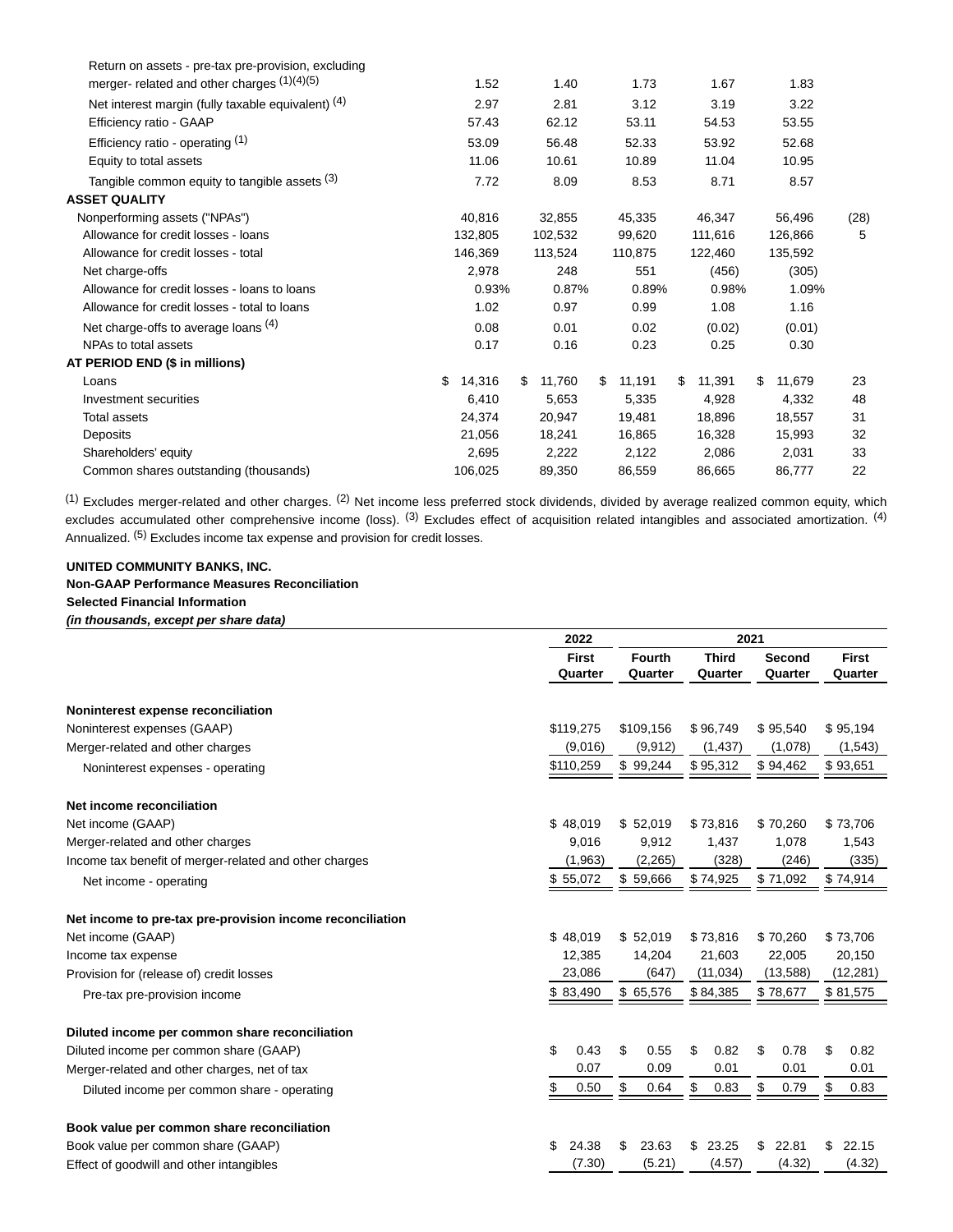| | | | | | | |
|---|---|---|---|---|---|---|
| Return on assets - pre-tax pre-provision, excluding merger- related and other charges (1)(4)(5) | 1.52 | 1.40 | 1.73 | 1.67 | 1.83 | |
| Net interest margin (fully taxable equivalent) (4) | 2.97 | 2.81 | 3.12 | 3.19 | 3.22 | |
| Efficiency ratio - GAAP | 57.43 | 62.12 | 53.11 | 54.53 | 53.55 | |
| Efficiency ratio - operating (1) | 53.09 | 56.48 | 52.33 | 53.92 | 52.68 | |
| Equity to total assets | 11.06 | 10.61 | 10.89 | 11.04 | 10.95 | |
| Tangible common equity to tangible assets (3) | 7.72 | 8.09 | 8.53 | 8.71 | 8.57 | |
| **ASSET QUALITY** | | | | | | |
| Nonperforming assets ("NPAs") | 40,816 | 32,855 | 45,335 | 46,347 | 56,496 | (28) |
| Allowance for credit losses - loans | 132,805 | 102,532 | 99,620 | 111,616 | 126,866 | 5 |
| Allowance for credit losses - total | 146,369 | 113,524 | 110,875 | 122,460 | 135,592 | |
| Net charge-offs | 2,978 | 248 | 551 | (456) | (305) | |
| Allowance for credit losses - loans to loans | 0.93% | 0.87% | 0.89% | 0.98% | 1.09% | |
| Allowance for credit losses - total to loans | 1.02 | 0.97 | 0.99 | 1.08 | 1.16 | |
| Net charge-offs to average loans (4) | 0.08 | 0.01 | 0.02 | (0.02) | (0.01) | |
| NPAs to total assets | 0.17 | 0.16 | 0.23 | 0.25 | 0.30 | |
| **AT PERIOD END ($ in millions)** | | | | | | |
| Loans | $ 14,316 | $ 11,760 | $ 11,191 | $ 11,391 | $ 11,679 | 23 |
| Investment securities | 6,410 | 5,653 | 5,335 | 4,928 | 4,332 | 48 |
| Total assets | 24,374 | 20,947 | 19,481 | 18,896 | 18,557 | 31 |
| Deposits | 21,056 | 18,241 | 16,865 | 16,328 | 15,993 | 32 |
| Shareholders' equity | 2,695 | 2,222 | 2,122 | 2,086 | 2,031 | 33 |
| Common shares outstanding (thousands) | 106,025 | 89,350 | 86,559 | 86,665 | 86,777 | 22 |

(1) Excludes merger-related and other charges. (2) Net income less preferred stock dividends, divided by average realized common equity, which excludes accumulated other comprehensive income (loss). (3) Excludes effect of acquisition related intangibles and associated amortization. (4) Annualized. (5) Excludes income tax expense and provision for credit losses.

**UNITED COMMUNITY BANKS, INC.**
**Non-GAAP Performance Measures Reconciliation**
**Selected Financial Information**
***(in thousands, except per share data)***

| | 2022 | 2021 | | | |
|---|---|---|---|---|---|
| | First Quarter | Fourth Quarter | Third Quarter | Second Quarter | First Quarter |
| **Noninterest expense reconciliation** | | | | | |
| Noninterest expenses (GAAP) | $119,275 | $109,156 | $ 96,749 | $ 95,540 | $ 95,194 |
| Merger-related and other charges | (9,016) | (9,912) | (1,437) | (1,078) | (1,543) |
| Noninterest expenses - operating | $110,259 | $ 99,244 | $ 95,312 | $ 94,462 | $ 93,651 |
| **Net income reconciliation** | | | | | |
| Net income (GAAP) | $ 48,019 | $ 52,019 | $ 73,816 | $ 70,260 | $ 73,706 |
| Merger-related and other charges | 9,016 | 9,912 | 1,437 | 1,078 | 1,543 |
| Income tax benefit of merger-related and other charges | (1,963) | (2,265) | (328) | (246) | (335) |
| Net income - operating | $ 55,072 | $ 59,666 | $ 74,925 | $ 71,092 | $ 74,914 |
| **Net income to pre-tax pre-provision income reconciliation** | | | | | |
| Net income (GAAP) | $ 48,019 | $ 52,019 | $ 73,816 | $ 70,260 | $ 73,706 |
| Income tax expense | 12,385 | 14,204 | 21,603 | 22,005 | 20,150 |
| Provision for (release of) credit losses | 23,086 | (647) | (11,034) | (13,588) | (12,281) |
| Pre-tax pre-provision income | $ 83,490 | $ 65,576 | $ 84,385 | $ 78,677 | $ 81,575 |
| **Diluted income per common share reconciliation** | | | | | |
| Diluted income per common share (GAAP) | $ 0.43 | $ 0.55 | $ 0.82 | $ 0.78 | $ 0.82 |
| Merger-related and other charges, net of tax | 0.07 | 0.09 | 0.01 | 0.01 | 0.01 |
| Diluted income per common share - operating | $ 0.50 | $ 0.64 | $ 0.83 | $ 0.79 | $ 0.83 |
| **Book value per common share reconciliation** | | | | | |
| Book value per common share (GAAP) | $ 24.38 | $ 23.63 | $ 23.25 | $ 22.81 | $ 22.15 |
| Effect of goodwill and other intangibles | (7.30) | (5.21) | (4.57) | (4.32) | (4.32) |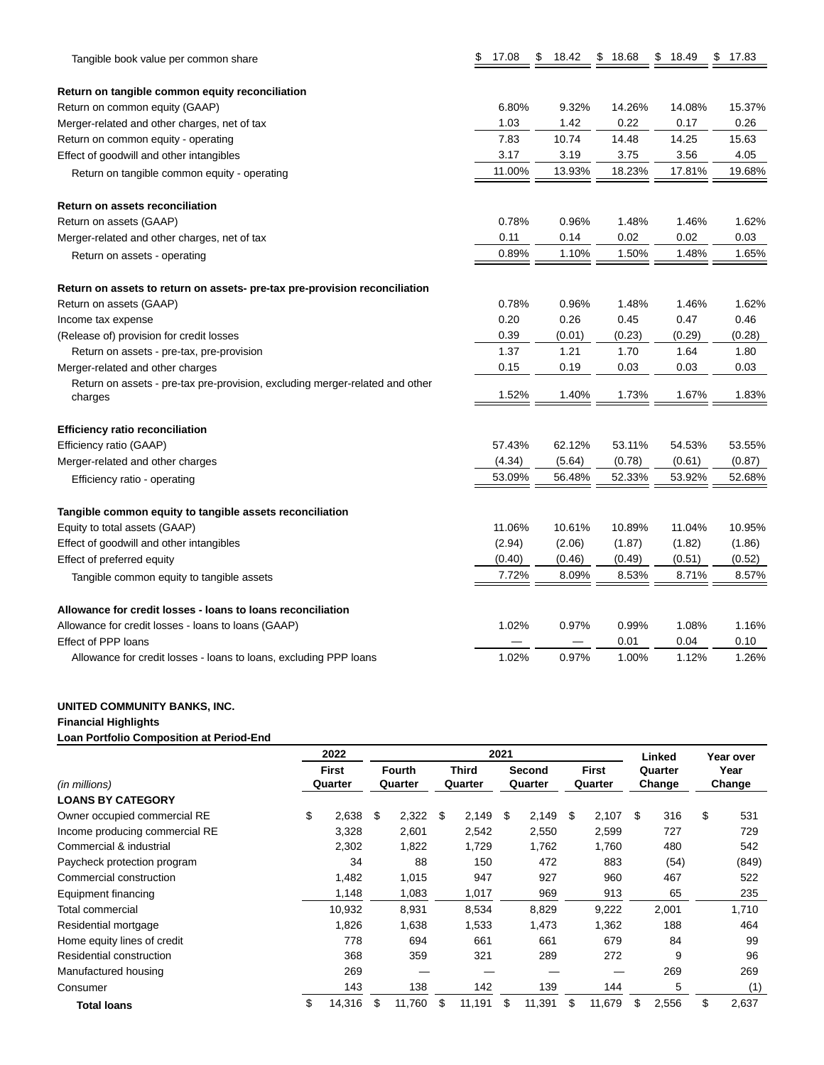| | | | | | |
|---|---|---|---|---|---|
| Tangible book value per common share | $ 17.08 | $ 18.42 | $ 18.68 | $ 18.49 | $ 17.83 |
| **Return on tangible common equity reconciliation** | | | | | |
| Return on common equity (GAAP) | 6.80% | 9.32% | 14.26% | 14.08% | 15.37% |
| Merger-related and other charges, net of tax | 1.03 | 1.42 | 0.22 | 0.17 | 0.26 |
| Return on common equity - operating | 7.83 | 10.74 | 14.48 | 14.25 | 15.63 |
| Effect of goodwill and other intangibles | 3.17 | 3.19 | 3.75 | 3.56 | 4.05 |
| Return on tangible common equity - operating | 11.00% | 13.93% | 18.23% | 17.81% | 19.68% |
| **Return on assets reconciliation** | | | | | |
| Return on assets (GAAP) | 0.78% | 0.96% | 1.48% | 1.46% | 1.62% |
| Merger-related and other charges, net of tax | 0.11 | 0.14 | 0.02 | 0.02 | 0.03 |
| Return on assets - operating | 0.89% | 1.10% | 1.50% | 1.48% | 1.65% |
| **Return on assets to return on assets- pre-tax pre-provision reconciliation** | | | | | |
| Return on assets (GAAP) | 0.78% | 0.96% | 1.48% | 1.46% | 1.62% |
| Income tax expense | 0.20 | 0.26 | 0.45 | 0.47 | 0.46 |
| (Release of) provision for credit losses | 0.39 | (0.01) | (0.23) | (0.29) | (0.28) |
| Return on assets - pre-tax, pre-provision | 1.37 | 1.21 | 1.70 | 1.64 | 1.80 |
| Merger-related and other charges | 0.15 | 0.19 | 0.03 | 0.03 | 0.03 |
| Return on assets - pre-tax pre-provision, excluding merger-related and other charges | 1.52% | 1.40% | 1.73% | 1.67% | 1.83% |
| **Efficiency ratio reconciliation** | | | | | |
| Efficiency ratio (GAAP) | 57.43% | 62.12% | 53.11% | 54.53% | 53.55% |
| Merger-related and other charges | (4.34) | (5.64) | (0.78) | (0.61) | (0.87) |
| Efficiency ratio - operating | 53.09% | 56.48% | 52.33% | 53.92% | 52.68% |
| **Tangible common equity to tangible assets reconciliation** | | | | | |
| Equity to total assets (GAAP) | 11.06% | 10.61% | 10.89% | 11.04% | 10.95% |
| Effect of goodwill and other intangibles | (2.94) | (2.06) | (1.87) | (1.82) | (1.86) |
| Effect of preferred equity | (0.40) | (0.46) | (0.49) | (0.51) | (0.52) |
| Tangible common equity to tangible assets | 7.72% | 8.09% | 8.53% | 8.71% | 8.57% |
| **Allowance for credit losses - loans to loans reconciliation** | | | | | |
| Allowance for credit losses - loans to loans (GAAP) | 1.02% | 0.97% | 0.99% | 1.08% | 1.16% |
| Effect of PPP loans | — | — | 0.01 | 0.04 | 0.10 |
| Allowance for credit losses - loans to loans, excluding PPP loans | 1.02% | 0.97% | 1.00% | 1.12% | 1.26% |

**UNITED COMMUNITY BANKS, INC.**

**Financial Highlights**

**Loan Portfolio Composition at Period-End**

| | 2022 | 2021 | | | | Linked | Year over |
|---|---|---|---|---|---|---|---|
| *(in millions)* | First Quarter | Fourth Quarter | Third Quarter | Second Quarter | First Quarter | Quarter Change | Year Change |
| **LOANS BY CATEGORY** | | | | | | | |
| Owner occupied commercial RE | $ 2,638 | $ 2,322 | $ 2,149 | $ 2,149 | $ 2,107 | $ 316 | $ 531 |
| Income producing commercial RE | 3,328 | 2,601 | 2,542 | 2,550 | 2,599 | 727 | 729 |
| Commercial & industrial | 2,302 | 1,822 | 1,729 | 1,762 | 1,760 | 480 | 542 |
| Paycheck protection program | 34 | 88 | 150 | 472 | 883 | (54) | (849) |
| Commercial construction | 1,482 | 1,015 | 947 | 927 | 960 | 467 | 522 |
| Equipment financing | 1,148 | 1,083 | 1,017 | 969 | 913 | 65 | 235 |
| Total commercial | 10,932 | 8,931 | 8,534 | 8,829 | 9,222 | 2,001 | 1,710 |
| Residential mortgage | 1,826 | 1,638 | 1,533 | 1,473 | 1,362 | 188 | 464 |
| Home equity lines of credit | 778 | 694 | 661 | 661 | 679 | 84 | 99 |
| Residential construction | 368 | 359 | 321 | 289 | 272 | 9 | 96 |
| Manufactured housing | 269 | — | — | — | — | 269 | 269 |
| Consumer | 143 | 138 | 142 | 139 | 144 | 5 | (1) |
| **Total loans** | $ 14,316 | $ 11,760 | $ 11,191 | $ 11,391 | $ 11,679 | $ 2,556 | $ 2,637 |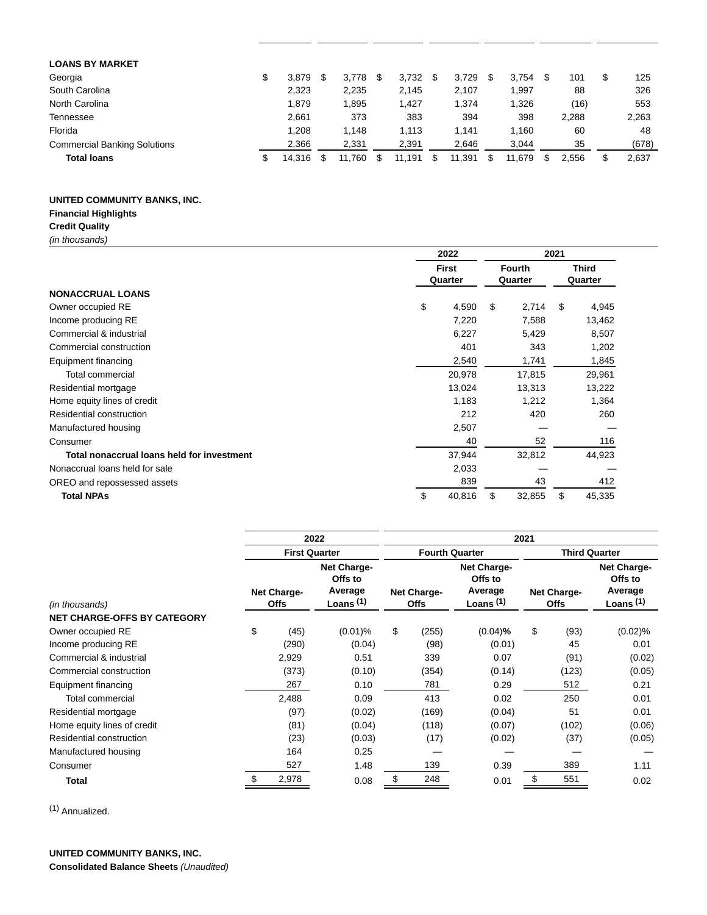| | | | | | | | |
|---|---|---|---|---|---|---|---|
| **LOANS BY MARKET** | | | | | | | |
| Georgia | $ 3,879 | $ 3,778 | $ 3,732 | $ 3,729 | $ 3,754 | $ 101 | $ 125 |
| South Carolina | 2,323 | 2,235 | 2,145 | 2,107 | 1,997 | 88 | 326 |
| North Carolina | 1,879 | 1,895 | 1,427 | 1,374 | 1,326 | (16) | 553 |
| Tennessee | 2,661 | 373 | 383 | 394 | 398 | 2,288 | 2,263 |
| Florida | 1,208 | 1,148 | 1,113 | 1,141 | 1,160 | 60 | 48 |
| Commercial Banking Solutions | 2,366 | 2,331 | 2,391 | 2,646 | 3,044 | 35 | (678) |
| **Total loans** | $ 14,316 | $ 11,760 | $ 11,191 | $ 11,391 | $ 11,679 | $ 2,556 | $ 2,637 |

**UNITED COMMUNITY BANKS, INC.**
**Financial Highlights**
**Credit Quality**
*(in thousands)*

| | 2022 | 2021 | |
|---|---|---|---|
| | First Quarter | Fourth Quarter | Third Quarter |
| **NONACCRUAL LOANS** | | | |
| Owner occupied RE | $ 4,590 | $ 2,714 | $ 4,945 |
| Income producing RE | 7,220 | 7,588 | 13,462 |
| Commercial & industrial | 6,227 | 5,429 | 8,507 |
| Commercial construction | 401 | 343 | 1,202 |
| Equipment financing | 2,540 | 1,741 | 1,845 |
| Total commercial | 20,978 | 17,815 | 29,961 |
| Residential mortgage | 13,024 | 13,313 | 13,222 |
| Home equity lines of credit | 1,183 | 1,212 | 1,364 |
| Residential construction | 212 | 420 | 260 |
| Manufactured housing | 2,507 | — | — |
| Consumer | 40 | 52 | 116 |
| **Total nonaccrual loans held for investment** | 37,944 | 32,812 | 44,923 |
| Nonaccrual loans held for sale | 2,033 | — | — |
| OREO and repossessed assets | 839 | 43 | 412 |
| **Total NPAs** | $ 40,816 | $ 32,855 | $ 45,335 |

| | 2022 | | 2021 | | | |
|---|---|---|---|---|---|---|
| | First Quarter | | Fourth Quarter | | Third Quarter | |
| *(in thousands)* | Net Charge-Offs | Net Charge-Offs to Average Loans [1] | Net Charge-Offs | Net Charge-Offs to Average Loans [1] | Net Charge-Offs | Net Charge-Offs to Average Loans [1] |
| **NET CHARGE-OFFS BY CATEGORY** | | | | | | |
| Owner occupied RE | $ (45) | (0.01)% | $ (255) | (0.04)% | $ (93) | (0.02)% |
| Income producing RE | (290) | (0.04) | (98) | (0.01) | 45 | 0.01 |
| Commercial & industrial | 2,929 | 0.51 | 339 | 0.07 | (91) | (0.02) |
| Commercial construction | (373) | (0.10) | (354) | (0.14) | (123) | (0.05) |
| Equipment financing | 267 | 0.10 | 781 | 0.29 | 512 | 0.21 |
| Total commercial | 2,488 | 0.09 | 413 | 0.02 | 250 | 0.01 |
| Residential mortgage | (97) | (0.02) | (169) | (0.04) | 51 | 0.01 |
| Home equity lines of credit | (81) | (0.04) | (118) | (0.07) | (102) | (0.06) |
| Residential construction | (23) | (0.03) | (17) | (0.02) | (37) | (0.05) |
| Manufactured housing | 164 | 0.25 | — | — | — | — |
| Consumer | 527 | 1.48 | 139 | 0.39 | 389 | 1.11 |
| **Total** | $ 2,978 | 0.08 | $ 248 | 0.01 | $ 551 | 0.02 |

[1] Annualized.

**UNITED COMMUNITY BANKS, INC.**
**Consolidated Balance Sheets** *(Unaudited)*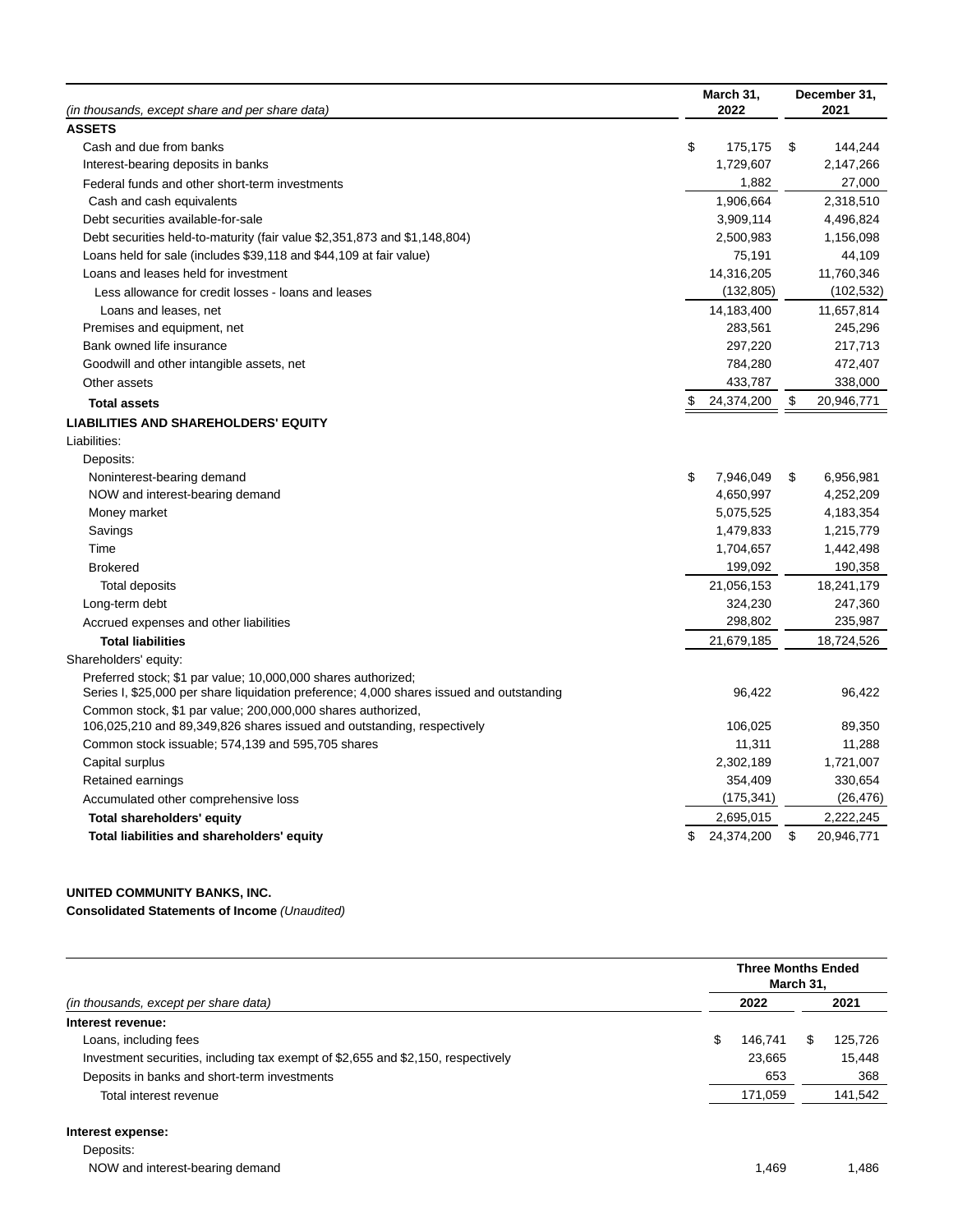| (in thousands, except share and per share data) | March 31, 2022 | December 31, 2021 |
|---|---|---|
| **ASSETS** | | |
| Cash and due from banks | $ 175,175 | $ 144,244 |
| Interest-bearing deposits in banks | 1,729,607 | 2,147,266 |
| Federal funds and other short-term investments | 1,882 | 27,000 |
| Cash and cash equivalents | 1,906,664 | 2,318,510 |
| Debt securities available-for-sale | 3,909,114 | 4,496,824 |
| Debt securities held-to-maturity (fair value $2,351,873 and $1,148,804) | 2,500,983 | 1,156,098 |
| Loans held for sale (includes $39,118 and $44,109 at fair value) | 75,191 | 44,109 |
| Loans and leases held for investment | 14,316,205 | 11,760,346 |
| Less allowance for credit losses - loans and leases | (132,805) | (102,532) |
| Loans and leases, net | 14,183,400 | 11,657,814 |
| Premises and equipment, net | 283,561 | 245,296 |
| Bank owned life insurance | 297,220 | 217,713 |
| Goodwill and other intangible assets, net | 784,280 | 472,407 |
| Other assets | 433,787 | 338,000 |
| **Total assets** | $ 24,374,200 | $ 20,946,771 |
| **LIABILITIES AND SHAREHOLDERS' EQUITY** | | |
| Liabilities: | | |
| Deposits: | | |
| Noninterest-bearing demand | $ 7,946,049 | $ 6,956,981 |
| NOW and interest-bearing demand | 4,650,997 | 4,252,209 |
| Money market | 5,075,525 | 4,183,354 |
| Savings | 1,479,833 | 1,215,779 |
| Time | 1,704,657 | 1,442,498 |
| Brokered | 199,092 | 190,358 |
| Total deposits | 21,056,153 | 18,241,179 |
| Long-term debt | 324,230 | 247,360 |
| Accrued expenses and other liabilities | 298,802 | 235,987 |
| **Total liabilities** | 21,679,185 | 18,724,526 |
| Shareholders' equity: | | |
| Preferred stock; $1 par value; 10,000,000 shares authorized; Series I, $25,000 per share liquidation preference; 4,000 shares issued and outstanding | 96,422 | 96,422 |
| Common stock, $1 par value; 200,000,000 shares authorized, 106,025,210 and 89,349,826 shares issued and outstanding, respectively | 106,025 | 89,350 |
| Common stock issuable; 574,139 and 595,705 shares | 11,311 | 11,288 |
| Capital surplus | 2,302,189 | 1,721,007 |
| Retained earnings | 354,409 | 330,654 |
| Accumulated other comprehensive loss | (175,341) | (26,476) |
| **Total shareholders' equity** | 2,695,015 | 2,222,245 |
| **Total liabilities and shareholders' equity** | $ 24,374,200 | $ 20,946,771 |

**UNITED COMMUNITY BANKS, INC.**

**Consolidated Statements of Income** *(Unaudited)*

| | Three Months Ended March 31, | |
|---|---|---|
| (in thousands, except per share data) | 2022 | 2021 |
| **Interest revenue:** | | |
| Loans, including fees | $ 146,741 | $ 125,726 |
| Investment securities, including tax exempt of $2,655 and $2,150, respectively | 23,665 | 15,448 |
| Deposits in banks and short-term investments | 653 | 368 |
| Total interest revenue | 171,059 | 141,542 |
| **Interest expense:** | | |
| Deposits: | | |
| NOW and interest-bearing demand | 1,469 | 1,486 |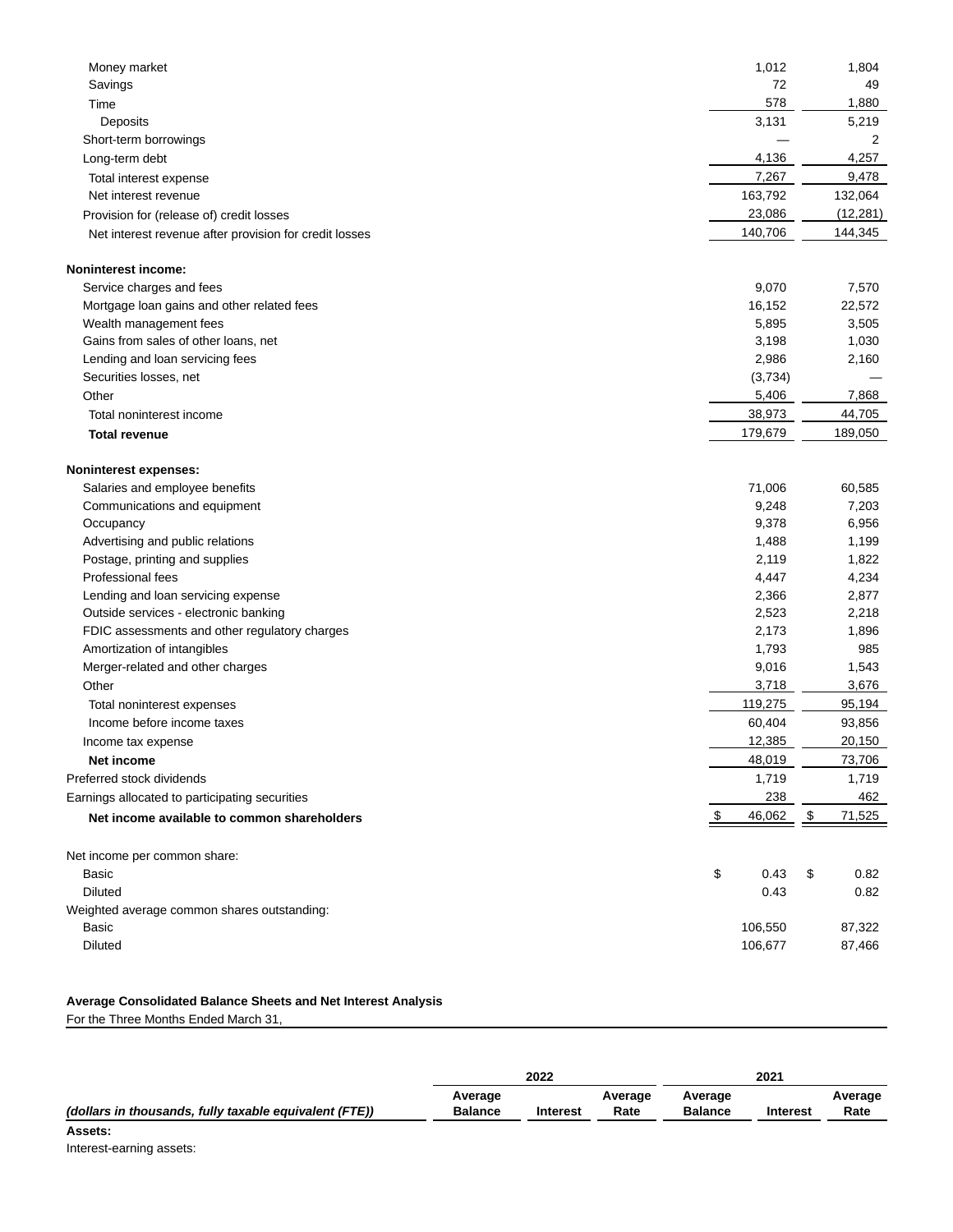| | | |
|---|---|---|
| Money market | 1,012 | 1,804 |
| Savings | 72 | 49 |
| Time | 578 | 1,880 |
| Deposits | 3,131 | 5,219 |
| Short-term borrowings | — | 2 |
| Long-term debt | 4,136 | 4,257 |
| Total interest expense | 7,267 | 9,478 |
| Net interest revenue | 163,792 | 132,064 |
| Provision for (release of) credit losses | 23,086 | (12,281) |
| Net interest revenue after provision for credit losses | 140,706 | 144,345 |
| **Noninterest income:** | | |
| Service charges and fees | 9,070 | 7,570 |
| Mortgage loan gains and other related fees | 16,152 | 22,572 |
| Wealth management fees | 5,895 | 3,505 |
| Gains from sales of other loans, net | 3,198 | 1,030 |
| Lending and loan servicing fees | 2,986 | 2,160 |
| Securities losses, net | (3,734) | — |
| Other | 5,406 | 7,868 |
| Total noninterest income | 38,973 | 44,705 |
| **Total revenue** | 179,679 | 189,050 |
| **Noninterest expenses:** | | |
| Salaries and employee benefits | 71,006 | 60,585 |
| Communications and equipment | 9,248 | 7,203 |
| Occupancy | 9,378 | 6,956 |
| Advertising and public relations | 1,488 | 1,199 |
| Postage, printing and supplies | 2,119 | 1,822 |
| Professional fees | 4,447 | 4,234 |
| Lending and loan servicing expense | 2,366 | 2,877 |
| Outside services - electronic banking | 2,523 | 2,218 |
| FDIC assessments and other regulatory charges | 2,173 | 1,896 |
| Amortization of intangibles | 1,793 | 985 |
| Merger-related and other charges | 9,016 | 1,543 |
| Other | 3,718 | 3,676 |
| Total noninterest expenses | 119,275 | 95,194 |
| Income before income taxes | 60,404 | 93,856 |
| Income tax expense | 12,385 | 20,150 |
| **Net income** | 48,019 | 73,706 |
| Preferred stock dividends | 1,719 | 1,719 |
| Earnings allocated to participating securities | 238 | 462 |
| **Net income available to common shareholders** | $ 46,062 | $ 71,525 |
| Net income per common share: | | |
| Basic | $ 0.43 | $ 0.82 |
| Diluted | 0.43 | 0.82 |
| Weighted average common shares outstanding: | | |
| Basic | 106,550 | 87,322 |
| Diluted | 106,677 | 87,466 |

**Average Consolidated Balance Sheets and Net Interest Analysis**

For the Three Months Ended March 31,

| | 2022 | | | 2021 | | |
|---|---|---|---|---|---|---|
| *(dollars in thousands, fully taxable equivalent (FTE))* | Average Balance | Interest | Average Rate | Average Balance | Interest | Average Rate |
| **Assets:** | | | | | | |
| Interest-earning assets: | | | | | | |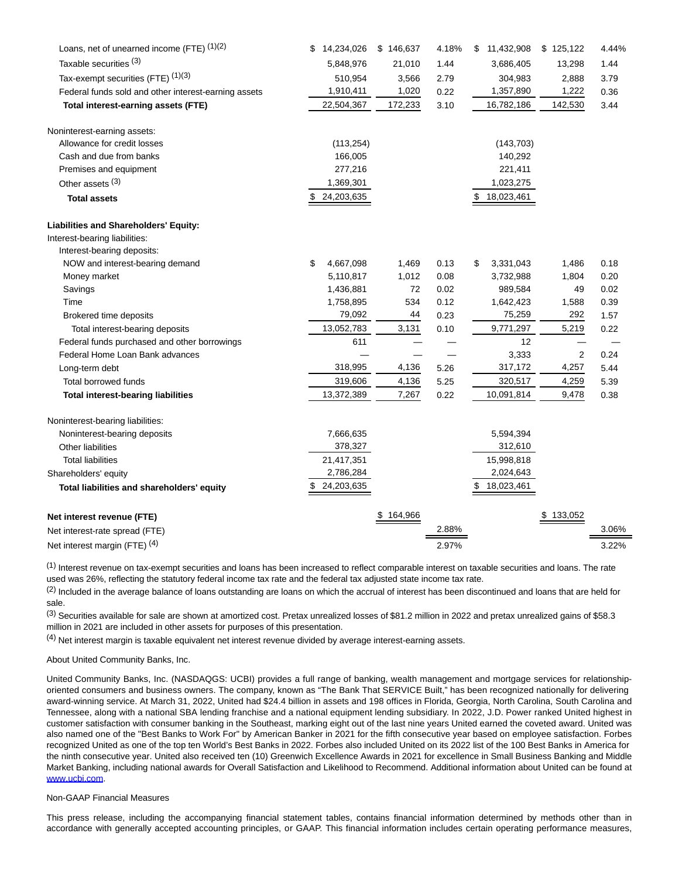| | | | | | | |
|---|---|---|---|---|---|---|
| Loans, net of unearned income (FTE) (1)(2) | $ 14,234,026 | $ 146,637 | 4.18% | $ 11,432,908 | $ 125,122 | 4.44% |
| Taxable securities (3) | 5,848,976 | 21,010 | 1.44 | 3,686,405 | 13,298 | 1.44 |
| Tax-exempt securities (FTE) (1)(3) | 510,954 | 3,566 | 2.79 | 304,983 | 2,888 | 3.79 |
| Federal funds sold and other interest-earning assets | 1,910,411 | 1,020 | 0.22 | 1,357,890 | 1,222 | 0.36 |
| **Total interest-earning assets (FTE)** | 22,504,367 | 172,233 | 3.10 | 16,782,186 | 142,530 | 3.44 |
| | | | | | | |
| Noninterest-earning assets: | | | | | | |
| Allowance for credit losses | (113,254) | | | (143,703) | | |
| Cash and due from banks | 166,005 | | | 140,292 | | |
| Premises and equipment | 277,216 | | | 221,411 | | |
| Other assets (3) | 1,369,301 | | | 1,023,275 | | |
| **Total assets** | $ 24,203,635 | | | $ 18,023,461 | | |
| | | | | | | |
| **Liabilities and Shareholders' Equity:** | | | | | | |
| Interest-bearing liabilities: | | | | | | |
| Interest-bearing deposits: | | | | | | |
| NOW and interest-bearing demand | $ 4,667,098 | 1,469 | 0.13 | $ 3,331,043 | 1,486 | 0.18 |
| Money market | 5,110,817 | 1,012 | 0.08 | 3,732,988 | 1,804 | 0.20 |
| Savings | 1,436,881 | 72 | 0.02 | 989,584 | 49 | 0.02 |
| Time | 1,758,895 | 534 | 0.12 | 1,642,423 | 1,588 | 0.39 |
| Brokered time deposits | 79,092 | 44 | 0.23 | 75,259 | 292 | 1.57 |
| Total interest-bearing deposits | 13,052,783 | 3,131 | 0.10 | 9,771,297 | 5,219 | 0.22 |
| Federal funds purchased and other borrowings | 611 | — | — | 12 | — | — |
| Federal Home Loan Bank advances | — | — | — | 3,333 | 2 | 0.24 |
| Long-term debt | 318,995 | 4,136 | 5.26 | 317,172 | 4,257 | 5.44 |
| Total borrowed funds | 319,606 | 4,136 | 5.25 | 320,517 | 4,259 | 5.39 |
| **Total interest-bearing liabilities** | 13,372,389 | 7,267 | 0.22 | 10,091,814 | 9,478 | 0.38 |
| | | | | | | |
| Noninterest-bearing liabilities: | | | | | | |
| Noninterest-bearing deposits | 7,666,635 | | | 5,594,394 | | |
| Other liabilities | 378,327 | | | 312,610 | | |
| Total liabilities | 21,417,351 | | | 15,998,818 | | |
| Shareholders' equity | 2,786,284 | | | 2,024,643 | | |
| **Total liabilities and shareholders' equity** | $ 24,203,635 | | | $ 18,023,461 | | |
| | | | | | | |
| **Net interest revenue (FTE)** | | $ 164,966 | | | $ 133,052 | |
| Net interest-rate spread (FTE) | | | 2.88% | | | 3.06% |
| Net interest margin (FTE) (4) | | | 2.97% | | | 3.22% |

(1) Interest revenue on tax-exempt securities and loans has been increased to reflect comparable interest on taxable securities and loans. The rate used was 26%, reflecting the statutory federal income tax rate and the federal tax adjusted state income tax rate.

(2) Included in the average balance of loans outstanding are loans on which the accrual of interest has been discontinued and loans that are held for sale.

(3) Securities available for sale are shown at amortized cost. Pretax unrealized losses of $81.2 million in 2022 and pretax unrealized gains of $58.3 million in 2021 are included in other assets for purposes of this presentation.

(4) Net interest margin is taxable equivalent net interest revenue divided by average interest-earning assets.

About United Community Banks, Inc.

United Community Banks, Inc. (NASDAQGS: UCBI) provides a full range of banking, wealth management and mortgage services for relationship-oriented consumers and business owners. The company, known as "The Bank That SERVICE Built," has been recognized nationally for delivering award-winning service. At March 31, 2022, United had $24.4 billion in assets and 198 offices in Florida, Georgia, North Carolina, South Carolina and Tennessee, along with a national SBA lending franchise and a national equipment lending subsidiary. In 2022, J.D. Power ranked United highest in customer satisfaction with consumer banking in the Southeast, marking eight out of the last nine years United earned the coveted award. United was also named one of the "Best Banks to Work For" by American Banker in 2021 for the fifth consecutive year based on employee satisfaction. Forbes recognized United as one of the top ten World's Best Banks in 2022. Forbes also included United on its 2022 list of the 100 Best Banks in America for the ninth consecutive year. United also received ten (10) Greenwich Excellence Awards in 2021 for excellence in Small Business Banking and Middle Market Banking, including national awards for Overall Satisfaction and Likelihood to Recommend. Additional information about United can be found at www.ucbi.com.

Non-GAAP Financial Measures

This press release, including the accompanying financial statement tables, contains financial information determined by methods other than in accordance with generally accepted accounting principles, or GAAP. This financial information includes certain operating performance measures,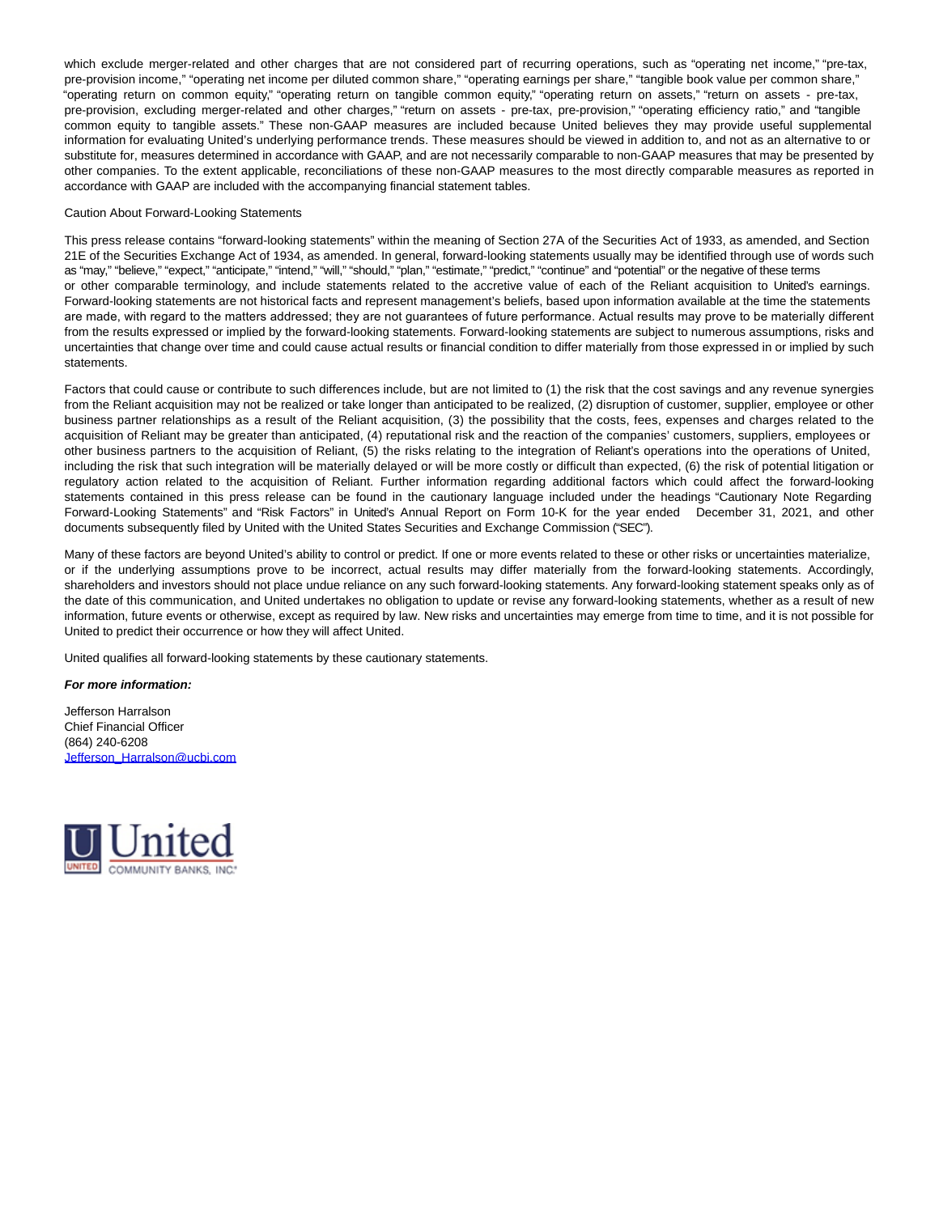which exclude merger-related and other charges that are not considered part of recurring operations, such as "operating net income," "pre-tax, pre-provision income," "operating net income per diluted common share," "operating earnings per share," "tangible book value per common share," "operating return on common equity," "operating return on tangible common equity," "operating return on assets," "return on assets - pre-tax, pre-provision, excluding merger-related and other charges," "return on assets - pre-tax, pre-provision," "operating efficiency ratio," and "tangible common equity to tangible assets." These non-GAAP measures are included because United believes they may provide useful supplemental information for evaluating United's underlying performance trends. These measures should be viewed in addition to, and not as an alternative to or substitute for, measures determined in accordance with GAAP, and are not necessarily comparable to non-GAAP measures that may be presented by other companies. To the extent applicable, reconciliations of these non-GAAP measures to the most directly comparable measures as reported in accordance with GAAP are included with the accompanying financial statement tables.

Caution About Forward-Looking Statements

This press release contains "forward-looking statements" within the meaning of Section 27A of the Securities Act of 1933, as amended, and Section 21E of the Securities Exchange Act of 1934, as amended. In general, forward-looking statements usually may be identified through use of words such as "may," "believe," "expect," "anticipate," "intend," "will," "should," "plan," "estimate," "predict," "continue" and "potential" or the negative of these terms or other comparable terminology, and include statements related to the accretive value of each of the Reliant acquisition to United's earnings. Forward-looking statements are not historical facts and represent management's beliefs, based upon information available at the time the statements are made, with regard to the matters addressed; they are not guarantees of future performance. Actual results may prove to be materially different from the results expressed or implied by the forward-looking statements. Forward-looking statements are subject to numerous assumptions, risks and uncertainties that change over time and could cause actual results or financial condition to differ materially from those expressed in or implied by such statements.

Factors that could cause or contribute to such differences include, but are not limited to (1) the risk that the cost savings and any revenue synergies from the Reliant acquisition may not be realized or take longer than anticipated to be realized, (2) disruption of customer, supplier, employee or other business partner relationships as a result of the Reliant acquisition, (3) the possibility that the costs, fees, expenses and charges related to the acquisition of Reliant may be greater than anticipated, (4) reputational risk and the reaction of the companies' customers, suppliers, employees or other business partners to the acquisition of Reliant, (5) the risks relating to the integration of Reliant's operations into the operations of United, including the risk that such integration will be materially delayed or will be more costly or difficult than expected, (6) the risk of potential litigation or regulatory action related to the acquisition of Reliant. Further information regarding additional factors which could affect the forward-looking statements contained in this press release can be found in the cautionary language included under the headings "Cautionary Note Regarding Forward-Looking Statements" and "Risk Factors" in United's Annual Report on Form 10-K for the year ended December 31, 2021, and other documents subsequently filed by United with the United States Securities and Exchange Commission ("SEC").

Many of these factors are beyond United's ability to control or predict. If one or more events related to these or other risks or uncertainties materialize, or if the underlying assumptions prove to be incorrect, actual results may differ materially from the forward-looking statements. Accordingly, shareholders and investors should not place undue reliance on any such forward-looking statements. Any forward-looking statement speaks only as of the date of this communication, and United undertakes no obligation to update or revise any forward-looking statements, whether as a result of new information, future events or otherwise, except as required by law. New risks and uncertainties may emerge from time to time, and it is not possible for United to predict their occurrence or how they will affect United.

United qualifies all forward-looking statements by these cautionary statements.

***For more information:***

Jefferson Harralson
Chief Financial Officer
(864) 240-6208
Jefferson_Harralson@ucbi.com

United
COMMUNITY BANKS, INC.